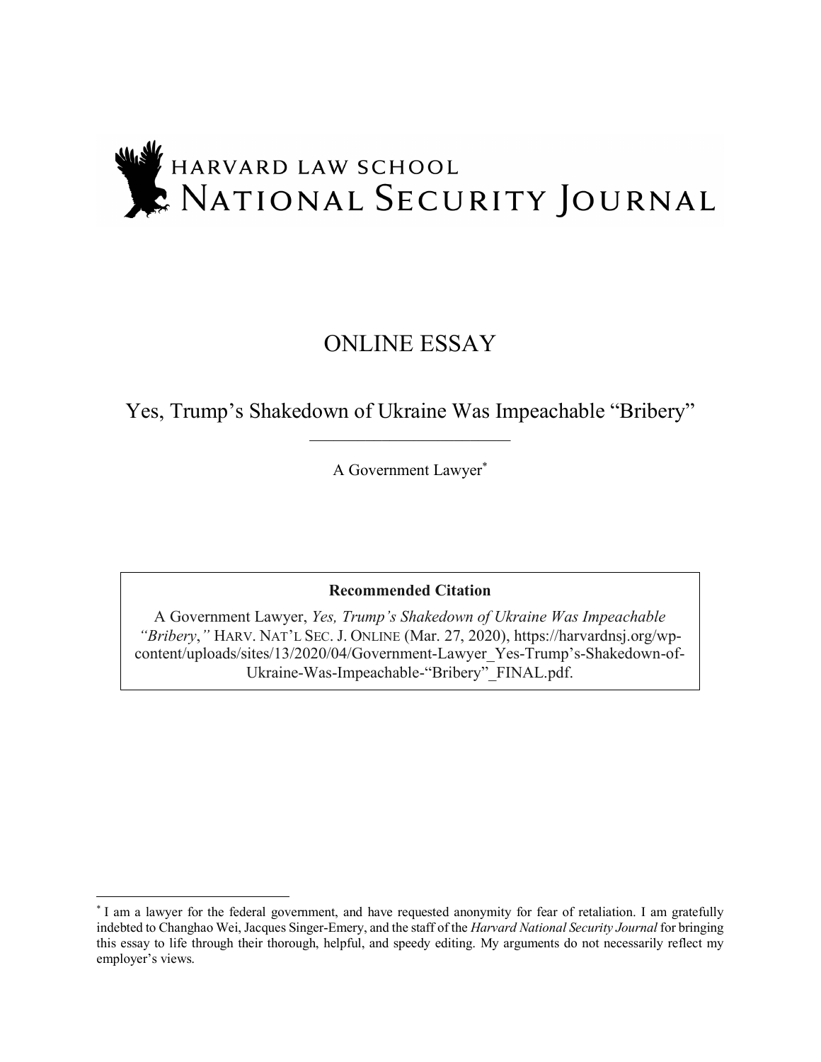HARVARD LAW SCHOOL
NATIONAL SECURITY JOURNAL

# ONLINE ESSAY

## Yes, Trump's Shakedown of Ukraine Was Impeachable "Bribery"

A Government Lawyer[*]

**Recommended Citation**

A Government Lawyer, *Yes, Trump's Shakedown of Ukraine Was Impeachable "Bribery*,*"* HARV. NAT'L SEC. J. ONLINE (Mar. 27, 2020), https://harvardnsj.org/wp-content/uploads/sites/13/2020/04/Government-Lawyer_Yes-Trump's-Shakedown-of-Ukraine-Was-Impeachable-"Bribery"_FINAL.pdf.

---

[*] I am a lawyer for the federal government, and have requested anonymity for fear of retaliation. I am gratefully indebted to Changhao Wei, Jacques Singer-Emery, and the staff of the *Harvard National Security Journal* for bringing this essay to life through their thorough, helpful, and speedy editing. My arguments do not necessarily reflect my employer's views.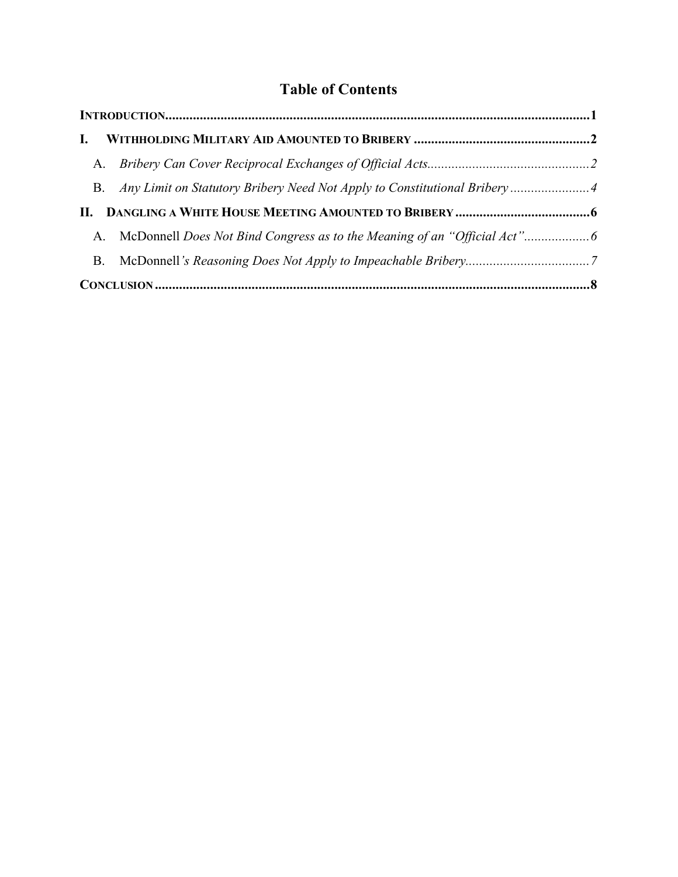# Table of Contents

**INTRODUCTION** ........................................................................................................ **1**

**I. WITHHOLDING MILITARY AID AMOUNTED TO BRIBERY** ............................................ **2**

- A. *Bribery Can Cover Reciprocal Exchanges of Official Acts* ............................................ *2*
- B. *Any Limit on Statutory Bribery Need Not Apply to Constitutional Bribery* .................... *4*

**II. DANGLING A WHITE HOUSE MEETING AMOUNTED TO BRIBERY** ................................ **6**

- A. McDonnell *Does Not Bind Congress as to the Meaning of an "Official Act"* .................. *6*
- B. McDonnell*'s Reasoning Does Not Apply to Impeachable Bribery* ................................ *7*

**CONCLUSION** ........................................................................................................ **8**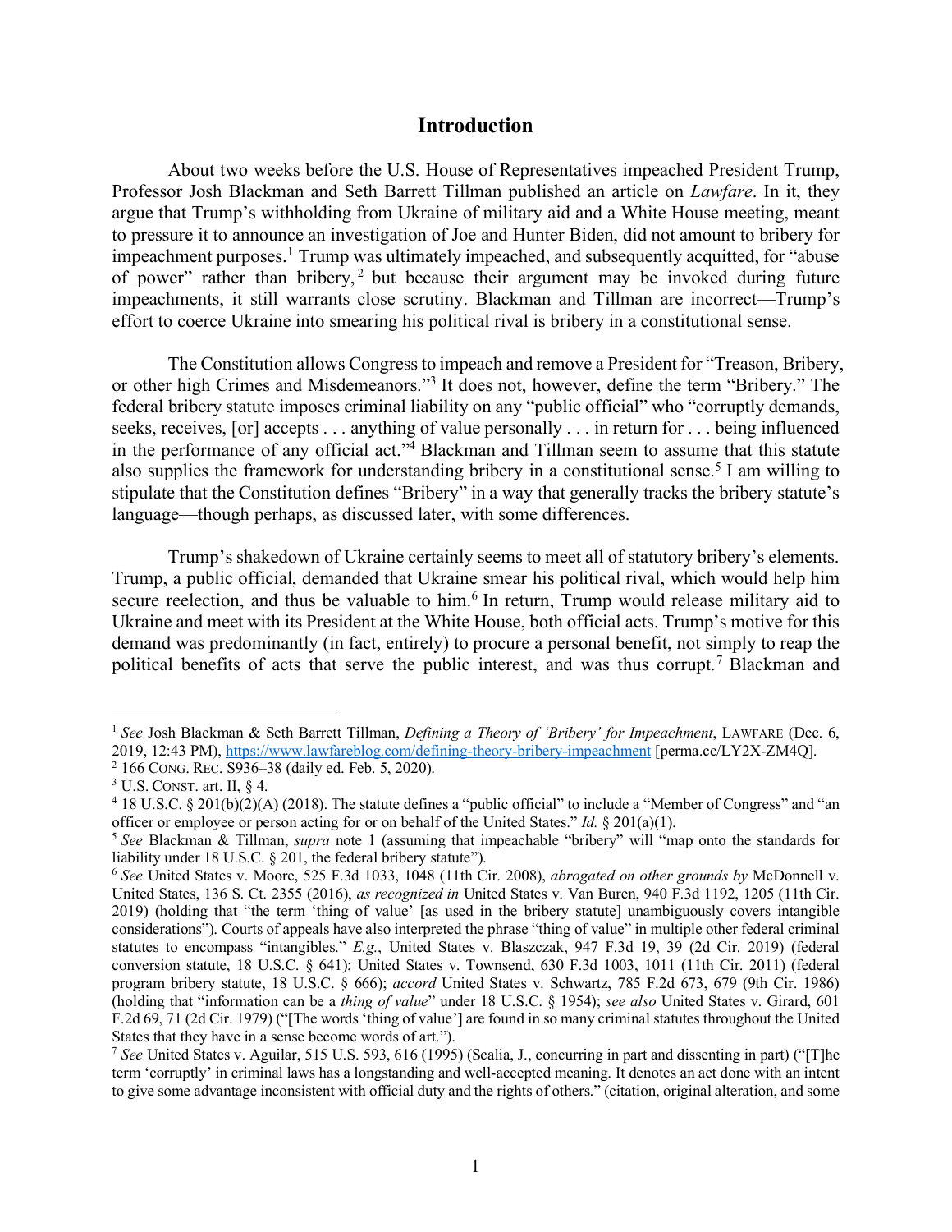## Introduction

About two weeks before the U.S. House of Representatives impeached President Trump, Professor Josh Blackman and Seth Barrett Tillman published an article on *Lawfare*. In it, they argue that Trump's withholding from Ukraine of military aid and a White House meeting, meant to pressure it to announce an investigation of Joe and Hunter Biden, did not amount to bribery for impeachment purposes.[1] Trump was ultimately impeached, and subsequently acquitted, for "abuse of power" rather than bribery,[2] but because their argument may be invoked during future impeachments, it still warrants close scrutiny. Blackman and Tillman are incorrect—Trump's effort to coerce Ukraine into smearing his political rival is bribery in a constitutional sense.

The Constitution allows Congress to impeach and remove a President for "Treason, Bribery, or other high Crimes and Misdemeanors."[3] It does not, however, define the term "Bribery." The federal bribery statute imposes criminal liability on any "public official" who "corruptly demands, seeks, receives, [or] accepts . . . anything of value personally . . . in return for . . . being influenced in the performance of any official act."[4] Blackman and Tillman seem to assume that this statute also supplies the framework for understanding bribery in a constitutional sense.[5] I am willing to stipulate that the Constitution defines "Bribery" in a way that generally tracks the bribery statute's language—though perhaps, as discussed later, with some differences.

Trump's shakedown of Ukraine certainly seems to meet all of statutory bribery's elements. Trump, a public official, demanded that Ukraine smear his political rival, which would help him secure reelection, and thus be valuable to him.[6] In return, Trump would release military aid to Ukraine and meet with its President at the White House, both official acts. Trump's motive for this demand was predominantly (in fact, entirely) to procure a personal benefit, not simply to reap the political benefits of acts that serve the public interest, and was thus corrupt.[7] Blackman and

---

[1] *See* Josh Blackman & Seth Barrett Tillman, *Defining a Theory of 'Bribery' for Impeachment*, LAWFARE (Dec. 6, 2019, 12:43 PM), https://www.lawfareblog.com/defining-theory-bribery-impeachment [perma.cc/LY2X-ZM4Q].

[2] 166 CONG. REC. S936–38 (daily ed. Feb. 5, 2020).

[3] U.S. CONST. art. II, § 4.

[4] 18 U.S.C. § 201(b)(2)(A) (2018). The statute defines a "public official" to include a "Member of Congress" and "an officer or employee or person acting for or on behalf of the United States." *Id.* § 201(a)(1).

[5] *See* Blackman & Tillman, *supra* note 1 (assuming that impeachable "bribery" will "map onto the standards for liability under 18 U.S.C. § 201, the federal bribery statute").

[6] *See* United States v. Moore, 525 F.3d 1033, 1048 (11th Cir. 2008), *abrogated on other grounds by* McDonnell v. United States, 136 S. Ct. 2355 (2016), *as recognized in* United States v. Van Buren, 940 F.3d 1192, 1205 (11th Cir. 2019) (holding that "the term 'thing of value' [as used in the bribery statute] unambiguously covers intangible considerations"). Courts of appeals have also interpreted the phrase "thing of value" in multiple other federal criminal statutes to encompass "intangibles." *E.g.*, United States v. Blaszczak, 947 F.3d 19, 39 (2d Cir. 2019) (federal conversion statute, 18 U.S.C. § 641); United States v. Townsend, 630 F.3d 1003, 1011 (11th Cir. 2011) (federal program bribery statute, 18 U.S.C. § 666); *accord* United States v. Schwartz, 785 F.2d 673, 679 (9th Cir. 1986) (holding that "information can be a *thing of value*" under 18 U.S.C. § 1954); *see also* United States v. Girard, 601 F.2d 69, 71 (2d Cir. 1979) ("[The words 'thing of value'] are found in so many criminal statutes throughout the United States that they have in a sense become words of art.").

[7] *See* United States v. Aguilar, 515 U.S. 593, 616 (1995) (Scalia, J., concurring in part and dissenting in part) ("[T]he term 'corruptly' in criminal laws has a longstanding and well-accepted meaning. It denotes an act done with an intent to give some advantage inconsistent with official duty and the rights of others." (citation, original alteration, and some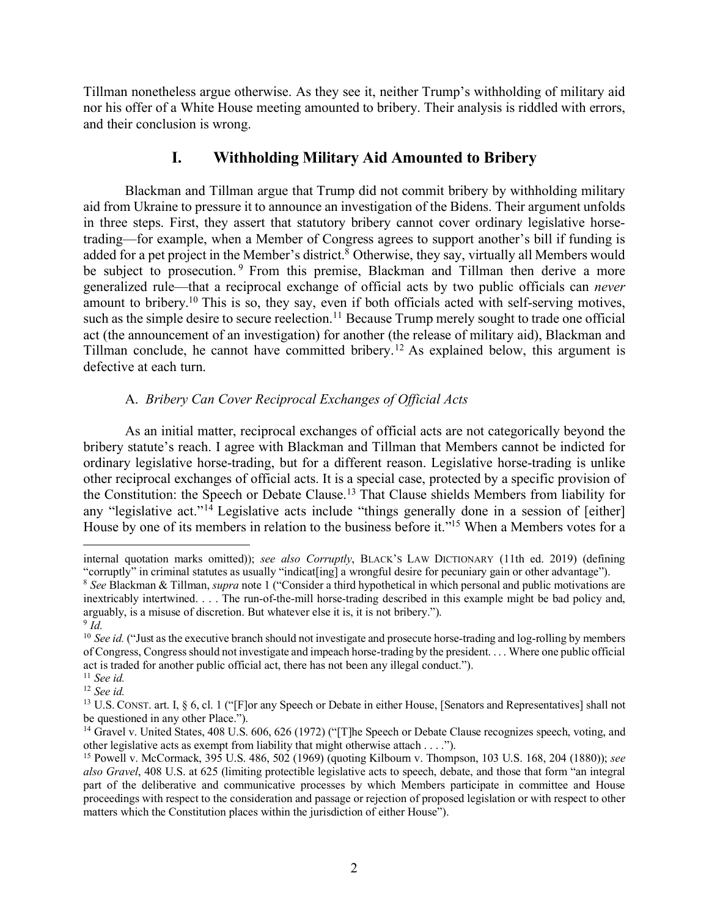Tillman nonetheless argue otherwise. As they see it, neither Trump's withholding of military aid nor his offer of a White House meeting amounted to bribery. Their analysis is riddled with errors, and their conclusion is wrong.

## I. Withholding Military Aid Amounted to Bribery

Blackman and Tillman argue that Trump did not commit bribery by withholding military aid from Ukraine to pressure it to announce an investigation of the Bidens. Their argument unfolds in three steps. First, they assert that statutory bribery cannot cover ordinary legislative horse-trading—for example, when a Member of Congress agrees to support another's bill if funding is added for a pet project in the Member's district.[8] Otherwise, they say, virtually all Members would be subject to prosecution.[9] From this premise, Blackman and Tillman then derive a more generalized rule—that a reciprocal exchange of official acts by two public officials can *never* amount to bribery.[10] This is so, they say, even if both officials acted with self-serving motives, such as the simple desire to secure reelection.[11] Because Trump merely sought to trade one official act (the announcement of an investigation) for another (the release of military aid), Blackman and Tillman conclude, he cannot have committed bribery.[12] As explained below, this argument is defective at each turn.

### A. *Bribery Can Cover Reciprocal Exchanges of Official Acts*

As an initial matter, reciprocal exchanges of official acts are not categorically beyond the bribery statute's reach. I agree with Blackman and Tillman that Members cannot be indicted for ordinary legislative horse-trading, but for a different reason. Legislative horse-trading is unlike other reciprocal exchanges of official acts. It is a special case, protected by a specific provision of the Constitution: the Speech or Debate Clause.[13] That Clause shields Members from liability for any "legislative act."[14] Legislative acts include "things generally done in a session of [either] House by one of its members in relation to the business before it."[15] When a Members votes for a

---

internal quotation marks omitted)); *see also Corruptly*, BLACK'S LAW DICTIONARY (11th ed. 2019) (defining "corruptly" in criminal statutes as usually "indicat[ing] a wrongful desire for pecuniary gain or other advantage").

[8] *See* Blackman & Tillman, *supra* note 1 ("Consider a third hypothetical in which personal and public motivations are inextricably intertwined. . . . The run-of-the-mill horse-trading described in this example might be bad policy and, arguably, is a misuse of discretion. But whatever else it is, it is not bribery.").

[9] *Id.*

[10] *See id.* ("Just as the executive branch should not investigate and prosecute horse-trading and log-rolling by members of Congress, Congress should not investigate and impeach horse-trading by the president. . . . Where one public official act is traded for another public official act, there has not been any illegal conduct.").

[11] *See id.*

[12] *See id.*

[13] U.S. CONST. art. I, § 6, cl. 1 ("[F]or any Speech or Debate in either House, [Senators and Representatives] shall not be questioned in any other Place.").

[14] Gravel v. United States, 408 U.S. 606, 626 (1972) ("[T]he Speech or Debate Clause recognizes speech, voting, and other legislative acts as exempt from liability that might otherwise attach . . . .").

[15] Powell v. McCormack, 395 U.S. 486, 502 (1969) (quoting Kilbourn v. Thompson, 103 U.S. 168, 204 (1880)); *see also Gravel*, 408 U.S. at 625 (limiting protectible legislative acts to speech, debate, and those that form "an integral part of the deliberative and communicative processes by which Members participate in committee and House proceedings with respect to the consideration and passage or rejection of proposed legislation or with respect to other matters which the Constitution places within the jurisdiction of either House").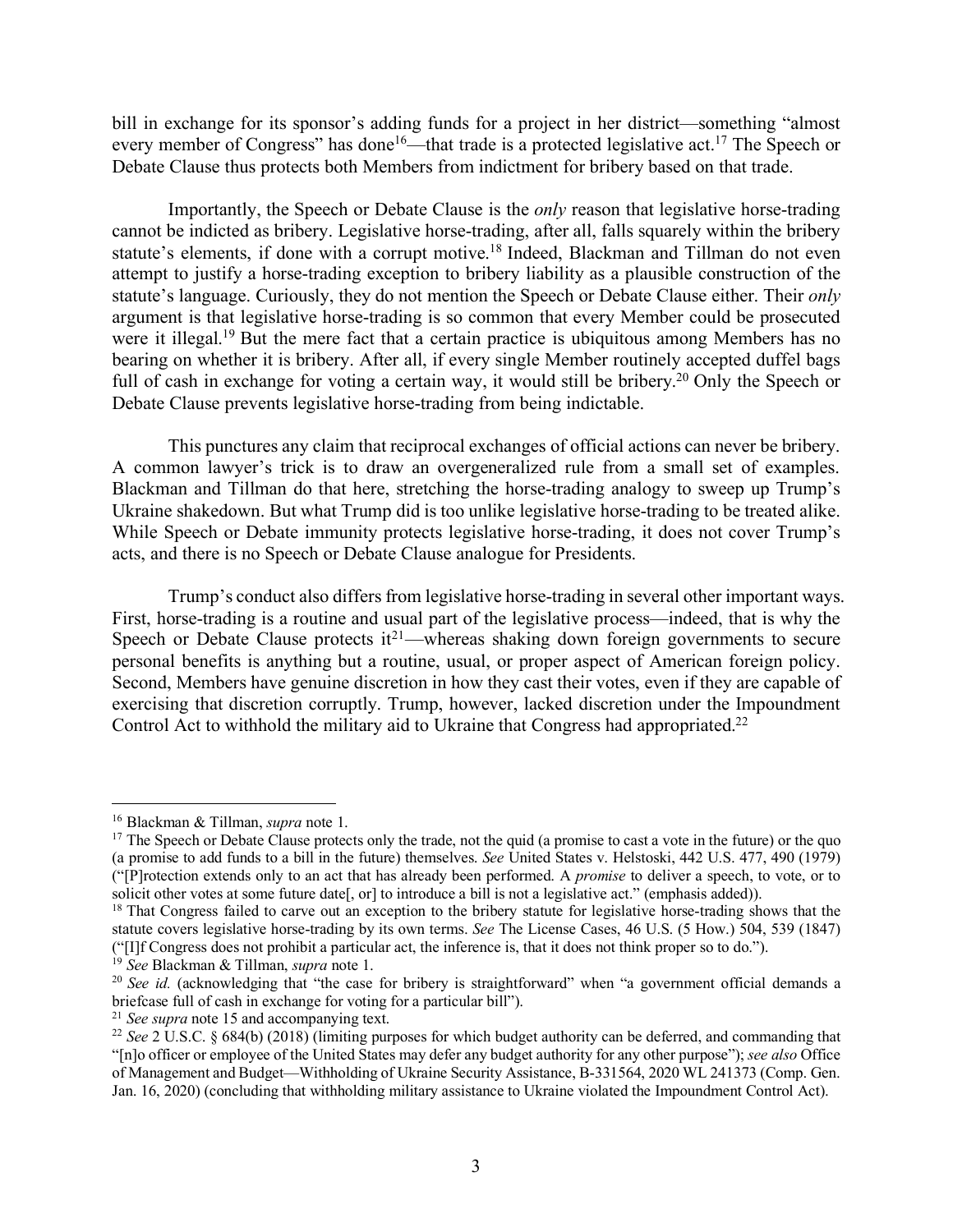bill in exchange for its sponsor's adding funds for a project in her district—something "almost every member of Congress" has done[16]—that trade is a protected legislative act.[17] The Speech or Debate Clause thus protects both Members from indictment for bribery based on that trade.

Importantly, the Speech or Debate Clause is the *only* reason that legislative horse-trading cannot be indicted as bribery. Legislative horse-trading, after all, falls squarely within the bribery statute's elements, if done with a corrupt motive.[18] Indeed, Blackman and Tillman do not even attempt to justify a horse-trading exception to bribery liability as a plausible construction of the statute's language. Curiously, they do not mention the Speech or Debate Clause either. Their *only* argument is that legislative horse-trading is so common that every Member could be prosecuted were it illegal.[19] But the mere fact that a certain practice is ubiquitous among Members has no bearing on whether it is bribery. After all, if every single Member routinely accepted duffel bags full of cash in exchange for voting a certain way, it would still be bribery.[20] Only the Speech or Debate Clause prevents legislative horse-trading from being indictable.

This punctures any claim that reciprocal exchanges of official actions can never be bribery. A common lawyer's trick is to draw an overgeneralized rule from a small set of examples. Blackman and Tillman do that here, stretching the horse-trading analogy to sweep up Trump's Ukraine shakedown. But what Trump did is too unlike legislative horse-trading to be treated alike. While Speech or Debate immunity protects legislative horse-trading, it does not cover Trump's acts, and there is no Speech or Debate Clause analogue for Presidents.

Trump's conduct also differs from legislative horse-trading in several other important ways. First, horse-trading is a routine and usual part of the legislative process—indeed, that is why the Speech or Debate Clause protects it[21]—whereas shaking down foreign governments to secure personal benefits is anything but a routine, usual, or proper aspect of American foreign policy. Second, Members have genuine discretion in how they cast their votes, even if they are capable of exercising that discretion corruptly. Trump, however, lacked discretion under the Impoundment Control Act to withhold the military aid to Ukraine that Congress had appropriated.[22]

---

[16] Blackman & Tillman, *supra* note 1.

[17] The Speech or Debate Clause protects only the trade, not the quid (a promise to cast a vote in the future) or the quo (a promise to add funds to a bill in the future) themselves. *See* United States v. Helstoski, 442 U.S. 477, 490 (1979) ("[P]rotection extends only to an act that has already been performed. A *promise* to deliver a speech, to vote, or to solicit other votes at some future date[, or] to introduce a bill is not a legislative act." (emphasis added)).

[18] That Congress failed to carve out an exception to the bribery statute for legislative horse-trading shows that the statute covers legislative horse-trading by its own terms. *See* The License Cases, 46 U.S. (5 How.) 504, 539 (1847) ("[I]f Congress does not prohibit a particular act, the inference is, that it does not think proper so to do.").

[19] *See* Blackman & Tillman, *supra* note 1.

[20] *See id.* (acknowledging that "the case for bribery is straightforward" when "a government official demands a briefcase full of cash in exchange for voting for a particular bill").

[21] *See supra* note 15 and accompanying text.

[22] *See* 2 U.S.C. § 684(b) (2018) (limiting purposes for which budget authority can be deferred, and commanding that "[n]o officer or employee of the United States may defer any budget authority for any other purpose"); *see also* Office of Management and Budget—Withholding of Ukraine Security Assistance, B-331564, 2020 WL 241373 (Comp. Gen. Jan. 16, 2020) (concluding that withholding military assistance to Ukraine violated the Impoundment Control Act).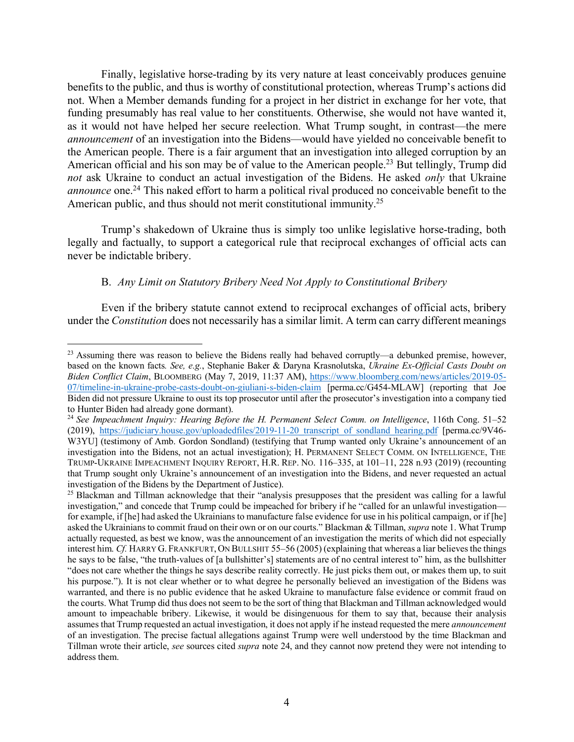Finally, legislative horse-trading by its very nature at least conceivably produces genuine benefits to the public, and thus is worthy of constitutional protection, whereas Trump's actions did not. When a Member demands funding for a project in her district in exchange for her vote, that funding presumably has real value to her constituents. Otherwise, she would not have wanted it, as it would not have helped her secure reelection. What Trump sought, in contrast—the mere *announcement* of an investigation into the Bidens—would have yielded no conceivable benefit to the American people. There is a fair argument that an investigation into alleged corruption by an American official and his son may be of value to the American people.[23] But tellingly, Trump did *not* ask Ukraine to conduct an actual investigation of the Bidens. He asked *only* that Ukraine *announce* one.[24] This naked effort to harm a political rival produced no conceivable benefit to the American public, and thus should not merit constitutional immunity.[25]

Trump's shakedown of Ukraine thus is simply too unlike legislative horse-trading, both legally and factually, to support a categorical rule that reciprocal exchanges of official acts can never be indictable bribery.

### B. *Any Limit on Statutory Bribery Need Not Apply to Constitutional Bribery*

Even if the bribery statute cannot extend to reciprocal exchanges of official acts, bribery under the *Constitution* does not necessarily has a similar limit. A term can carry different meanings

---

[23] Assuming there was reason to believe the Bidens really had behaved corruptly—a debunked premise, however, based on the known facts. *See, e.g.*, Stephanie Baker & Daryna Krasnolutska, *Ukraine Ex-Official Casts Doubt on Biden Conflict Claim*, BLOOMBERG (May 7, 2019, 11:37 AM), https://www.bloomberg.com/news/articles/2019-05-07/timeline-in-ukraine-probe-casts-doubt-on-giuliani-s-biden-claim [perma.cc/G454-MLAW] (reporting that Joe Biden did not pressure Ukraine to oust its top prosecutor until after the prosecutor's investigation into a company tied to Hunter Biden had already gone dormant).

[24] *See Impeachment Inquiry: Hearing Before the H. Permanent Select Comm. on Intelligence*, 116th Cong. 51–52 (2019), https://judiciary.house.gov/uploadedfiles/2019-11-20_transcript_of_sondland_hearing.pdf [perma.cc/9V46-W3YU] (testimony of Amb. Gordon Sondland) (testifying that Trump wanted only Ukraine's announcement of an investigation into the Bidens, not an actual investigation); H. PERMANENT SELECT COMM. ON INTELLIGENCE, THE TRUMP-UKRAINE IMPEACHMENT INQUIRY REPORT, H.R. REP. NO. 116–335, at 101–11, 228 n.93 (2019) (recounting that Trump sought only Ukraine's announcement of an investigation into the Bidens, and never requested an actual investigation of the Bidens by the Department of Justice).

[25] Blackman and Tillman acknowledge that their "analysis presupposes that the president was calling for a lawful investigation," and concede that Trump could be impeached for bribery if he "called for an unlawful investigation—for example, if [he] had asked the Ukrainians to manufacture false evidence for use in his political campaign, or if [he] asked the Ukrainians to commit fraud on their own or on our courts." Blackman & Tillman, *supra* note 1. What Trump actually requested, as best we know, was the announcement of an investigation the merits of which did not especially interest him. *Cf.* HARRY G. FRANKFURT, ON BULLSHIT 55–56 (2005) (explaining that whereas a liar believes the things he says to be false, "the truth-values of [a bullshitter's] statements are of no central interest to" him, as the bullshitter "does not care whether the things he says describe reality correctly. He just picks them out, or makes them up, to suit his purpose."). It is not clear whether or to what degree he personally believed an investigation of the Bidens was warranted, and there is no public evidence that he asked Ukraine to manufacture false evidence or commit fraud on the courts. What Trump did thus does not seem to be the sort of thing that Blackman and Tillman acknowledged would amount to impeachable bribery. Likewise, it would be disingenuous for them to say that, because their analysis assumes that Trump requested an actual investigation, it does not apply if he instead requested the mere *announcement* of an investigation. The precise factual allegations against Trump were well understood by the time Blackman and Tillman wrote their article, *see* sources cited *supra* note 24, and they cannot now pretend they were not intending to address them.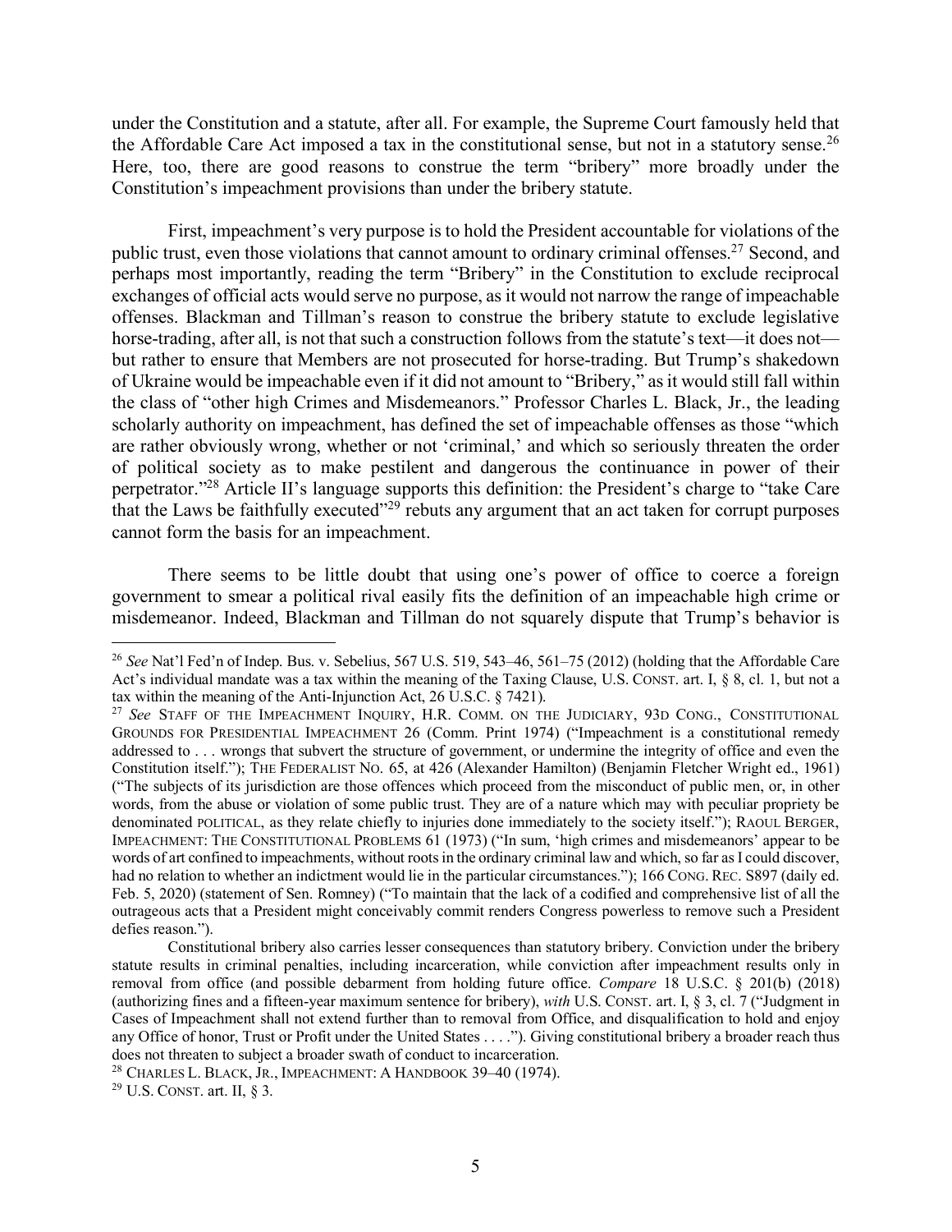under the Constitution and a statute, after all. For example, the Supreme Court famously held that the Affordable Care Act imposed a tax in the constitutional sense, but not in a statutory sense.[26] Here, too, there are good reasons to construe the term "bribery" more broadly under the Constitution's impeachment provisions than under the bribery statute.

First, impeachment's very purpose is to hold the President accountable for violations of the public trust, even those violations that cannot amount to ordinary criminal offenses.[27] Second, and perhaps most importantly, reading the term "Bribery" in the Constitution to exclude reciprocal exchanges of official acts would serve no purpose, as it would not narrow the range of impeachable offenses. Blackman and Tillman's reason to construe the bribery statute to exclude legislative horse-trading, after all, is not that such a construction follows from the statute's text—it does not—but rather to ensure that Members are not prosecuted for horse-trading. But Trump's shakedown of Ukraine would be impeachable even if it did not amount to "Bribery," as it would still fall within the class of "other high Crimes and Misdemeanors." Professor Charles L. Black, Jr., the leading scholarly authority on impeachment, has defined the set of impeachable offenses as those "which are rather obviously wrong, whether or not 'criminal,' and which so seriously threaten the order of political society as to make pestilent and dangerous the continuance in power of their perpetrator."[28] Article II's language supports this definition: the President's charge to "take Care that the Laws be faithfully executed"[29] rebuts any argument that an act taken for corrupt purposes cannot form the basis for an impeachment.

There seems to be little doubt that using one's power of office to coerce a foreign government to smear a political rival easily fits the definition of an impeachable high crime or misdemeanor. Indeed, Blackman and Tillman do not squarely dispute that Trump's behavior is

---

[26] *See* Nat'l Fed'n of Indep. Bus. v. Sebelius, 567 U.S. 519, 543–46, 561–75 (2012) (holding that the Affordable Care Act's individual mandate was a tax within the meaning of the Taxing Clause, U.S. CONST. art. I, § 8, cl. 1, but not a tax within the meaning of the Anti-Injunction Act, 26 U.S.C. § 7421).

[27] *See* STAFF OF THE IMPEACHMENT INQUIRY, H.R. COMM. ON THE JUDICIARY, 93D CONG., CONSTITUTIONAL GROUNDS FOR PRESIDENTIAL IMPEACHMENT 26 (Comm. Print 1974) ("Impeachment is a constitutional remedy addressed to . . . wrongs that subvert the structure of government, or undermine the integrity of office and even the Constitution itself."); THE FEDERALIST NO. 65, at 426 (Alexander Hamilton) (Benjamin Fletcher Wright ed., 1961) ("The subjects of its jurisdiction are those offences which proceed from the misconduct of public men, or, in other words, from the abuse or violation of some public trust. They are of a nature which may with peculiar propriety be denominated POLITICAL, as they relate chiefly to injuries done immediately to the society itself."); RAOUL BERGER, IMPEACHMENT: THE CONSTITUTIONAL PROBLEMS 61 (1973) ("In sum, 'high crimes and misdemeanors' appear to be words of art confined to impeachments, without roots in the ordinary criminal law and which, so far as I could discover, had no relation to whether an indictment would lie in the particular circumstances."); 166 CONG. REC. S897 (daily ed. Feb. 5, 2020) (statement of Sen. Romney) ("To maintain that the lack of a codified and comprehensive list of all the outrageous acts that a President might conceivably commit renders Congress powerless to remove such a President defies reason.").

Constitutional bribery also carries lesser consequences than statutory bribery. Conviction under the bribery statute results in criminal penalties, including incarceration, while conviction after impeachment results only in removal from office (and possible debarment from holding future office. *Compare* 18 U.S.C. § 201(b) (2018) (authorizing fines and a fifteen-year maximum sentence for bribery), *with* U.S. CONST. art. I, § 3, cl. 7 ("Judgment in Cases of Impeachment shall not extend further than to removal from Office, and disqualification to hold and enjoy any Office of honor, Trust or Profit under the United States . . . ."). Giving constitutional bribery a broader reach thus does not threaten to subject a broader swath of conduct to incarceration.

[28] CHARLES L. BLACK, JR., IMPEACHMENT: A HANDBOOK 39–40 (1974).

[29] U.S. CONST. art. II, § 3.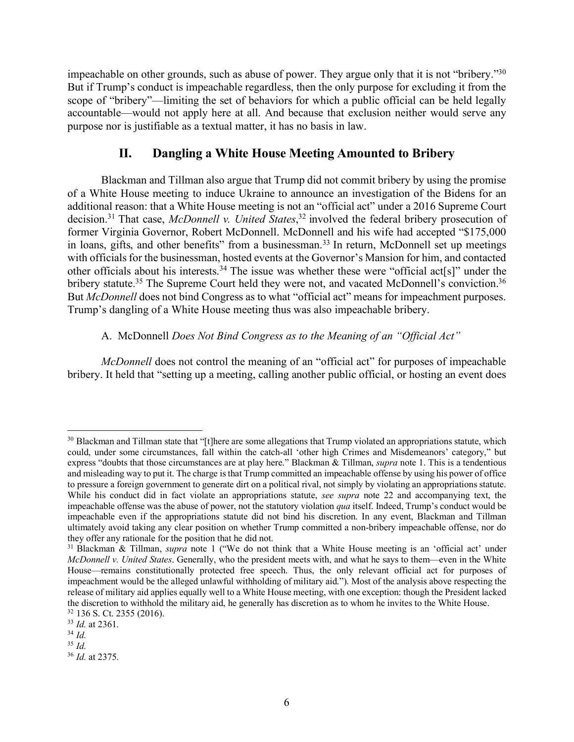impeachable on other grounds, such as abuse of power. They argue only that it is not "bribery."[30] But if Trump's conduct is impeachable regardless, then the only purpose for excluding it from the scope of "bribery"—limiting the set of behaviors for which a public official can be held legally accountable—would not apply here at all. And because that exclusion neither would serve any purpose nor is justifiable as a textual matter, it has no basis in law.

## II. Dangling a White House Meeting Amounted to Bribery

Blackman and Tillman also argue that Trump did not commit bribery by using the promise of a White House meeting to induce Ukraine to announce an investigation of the Bidens for an additional reason: that a White House meeting is not an "official act" under a 2016 Supreme Court decision.[31] That case, *McDonnell v. United States*,[32] involved the federal bribery prosecution of former Virginia Governor, Robert McDonnell. McDonnell and his wife had accepted "$175,000 in loans, gifts, and other benefits" from a businessman.[33] In return, McDonnell set up meetings with officials for the businessman, hosted events at the Governor's Mansion for him, and contacted other officials about his interests.[34] The issue was whether these were "official act[s]" under the bribery statute.[35] The Supreme Court held they were not, and vacated McDonnell's conviction.[36] But *McDonnell* does not bind Congress as to what "official act" means for impeachment purposes. Trump's dangling of a White House meeting thus was also impeachable bribery.

### A. *McDonnell Does Not Bind Congress as to the Meaning of an "Official Act"*

*McDonnell* does not control the meaning of an "official act" for purposes of impeachable bribery. It held that "setting up a meeting, calling another public official, or hosting an event does

---

[30] Blackman and Tillman state that "[t]here are some allegations that Trump violated an appropriations statute, which could, under some circumstances, fall within the catch-all 'other high Crimes and Misdemeanors' category," but express "doubts that those circumstances are at play here." Blackman & Tillman, *supra* note 1. This is a tendentious and misleading way to put it. The charge is that Trump committed an impeachable offense by using his power of office to pressure a foreign government to generate dirt on a political rival, not simply by violating an appropriations statute. While his conduct did in fact violate an appropriations statute, *see supra* note 22 and accompanying text, the impeachable offense was the abuse of power, not the statutory violation *qua* itself. Indeed, Trump's conduct would be impeachable even if the appropriations statute did not bind his discretion. In any event, Blackman and Tillman ultimately avoid taking any clear position on whether Trump committed a non-bribery impeachable offense, nor do they offer any rationale for the position that he did not.

[31] Blackman & Tillman, *supra* note 1 ("We do not think that a White House meeting is an 'official act' under *McDonnell v. United States*. Generally, who the president meets with, and what he says to them—even in the White House—remains constitutionally protected free speech. Thus, the only relevant official act for purposes of impeachment would be the alleged unlawful withholding of military aid."). Most of the analysis above respecting the release of military aid applies equally well to a White House meeting, with one exception: though the President lacked the discretion to withhold the military aid, he generally has discretion as to whom he invites to the White House.

[32] 136 S. Ct. 2355 (2016).

[33] *Id.* at 2361.

[34] *Id.*

[35] *Id.*

[36] *Id.* at 2375.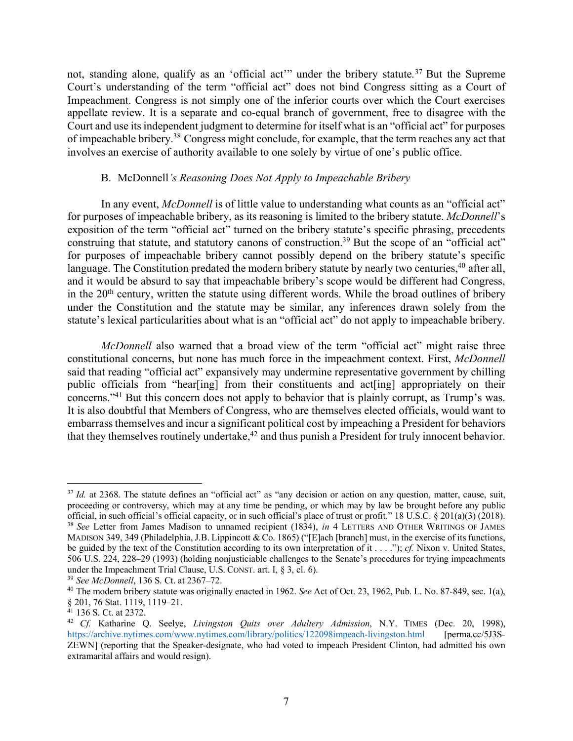not, standing alone, qualify as an 'official act'" under the bribery statute.[37] But the Supreme Court's understanding of the term "official act" does not bind Congress sitting as a Court of Impeachment. Congress is not simply one of the inferior courts over which the Court exercises appellate review. It is a separate and co-equal branch of government, free to disagree with the Court and use its independent judgment to determine for itself what is an "official act" for purposes of impeachable bribery.[38] Congress might conclude, for example, that the term reaches any act that involves an exercise of authority available to one solely by virtue of one's public office.

### B. *McDonnell's Reasoning Does Not Apply to Impeachable Bribery*

In any event, *McDonnell* is of little value to understanding what counts as an "official act" for purposes of impeachable bribery, as its reasoning is limited to the bribery statute. *McDonnell*'s exposition of the term "official act" turned on the bribery statute's specific phrasing, precedents construing that statute, and statutory canons of construction.[39] But the scope of an "official act" for purposes of impeachable bribery cannot possibly depend on the bribery statute's specific language. The Constitution predated the modern bribery statute by nearly two centuries,[40] after all, and it would be absurd to say that impeachable bribery's scope would be different had Congress, in the 20th century, written the statute using different words. While the broad outlines of bribery under the Constitution and the statute may be similar, any inferences drawn solely from the statute's lexical particularities about what is an "official act" do not apply to impeachable bribery.

*McDonnell* also warned that a broad view of the term "official act" might raise three constitutional concerns, but none has much force in the impeachment context. First, *McDonnell* said that reading "official act" expansively may undermine representative government by chilling public officials from "hear[ing] from their constituents and act[ing] appropriately on their concerns."[41] But this concern does not apply to behavior that is plainly corrupt, as Trump's was. It is also doubtful that Members of Congress, who are themselves elected officials, would want to embarrass themselves and incur a significant political cost by impeaching a President for behaviors that they themselves routinely undertake,[42] and thus punish a President for truly innocent behavior.

---

[37] *Id.* at 2368. The statute defines an "official act" as "any decision or action on any question, matter, cause, suit, proceeding or controversy, which may at any time be pending, or which may by law be brought before any public official, in such official's official capacity, or in such official's place of trust or profit." 18 U.S.C. § 201(a)(3) (2018).

[38] *See* Letter from James Madison to unnamed recipient (1834), *in* 4 LETTERS AND OTHER WRITINGS OF JAMES MADISON 349, 349 (Philadelphia, J.B. Lippincott & Co. 1865) ("[E]ach [branch] must, in the exercise of its functions, be guided by the text of the Constitution according to its own interpretation of it . . . ."); *cf.* Nixon v. United States, 506 U.S. 224, 228–29 (1993) (holding nonjusticiable challenges to the Senate's procedures for trying impeachments under the Impeachment Trial Clause, U.S. CONST. art. I, § 3, cl. 6).

[39] *See McDonnell*, 136 S. Ct. at 2367–72.

[40] The modern bribery statute was originally enacted in 1962. *See* Act of Oct. 23, 1962, Pub. L. No. 87-849, sec. 1(a), § 201, 76 Stat. 1119, 1119–21.

[41] 136 S. Ct. at 2372.

[42] *Cf.* Katharine Q. Seelye, *Livingston Quits over Adultery Admission*, N.Y. TIMES (Dec. 20, 1998), https://archive.nytimes.com/www.nytimes.com/library/politics/122098impeach-livingston.html [perma.cc/5J3S-ZEWN] (reporting that the Speaker-designate, who had voted to impeach President Clinton, had admitted his own extramarital affairs and would resign).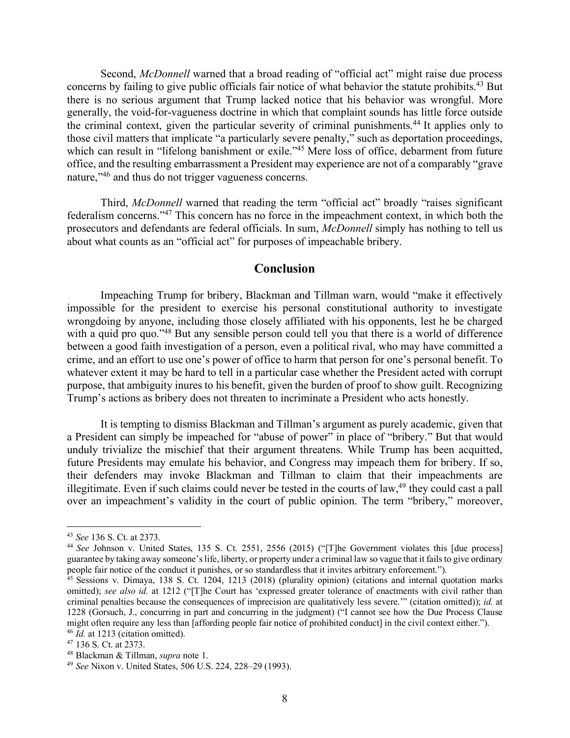Second, *McDonnell* warned that a broad reading of "official act" might raise due process concerns by failing to give public officials fair notice of what behavior the statute prohibits.[43] But there is no serious argument that Trump lacked notice that his behavior was wrongful. More generally, the void-for-vagueness doctrine in which that complaint sounds has little force outside the criminal context, given the particular severity of criminal punishments.[44] It applies only to those civil matters that implicate "a particularly severe penalty," such as deportation proceedings, which can result in "lifelong banishment or exile."[45] Mere loss of office, debarment from future office, and the resulting embarrassment a President may experience are not of a comparably "grave nature,"[46] and thus do not trigger vagueness concerns.

Third, *McDonnell* warned that reading the term "official act" broadly "raises significant federalism concerns."[47] This concern has no force in the impeachment context, in which both the prosecutors and defendants are federal officials. In sum, *McDonnell* simply has nothing to tell us about what counts as an "official act" for purposes of impeachable bribery.

## Conclusion

Impeaching Trump for bribery, Blackman and Tillman warn, would "make it effectively impossible for the president to exercise his personal constitutional authority to investigate wrongdoing by anyone, including those closely affiliated with his opponents, lest he be charged with a quid pro quo."[48] But any sensible person could tell you that there is a world of difference between a good faith investigation of a person, even a political rival, who may have committed a crime, and an effort to use one's power of office to harm that person for one's personal benefit. To whatever extent it may be hard to tell in a particular case whether the President acted with corrupt purpose, that ambiguity inures to his benefit, given the burden of proof to show guilt. Recognizing Trump's actions as bribery does not threaten to incriminate a President who acts honestly.

It is tempting to dismiss Blackman and Tillman's argument as purely academic, given that a President can simply be impeached for "abuse of power" in place of "bribery." But that would unduly trivialize the mischief that their argument threatens. While Trump has been acquitted, future Presidents may emulate his behavior, and Congress may impeach them for bribery. If so, their defenders may invoke Blackman and Tillman to claim that their impeachments are illegitimate. Even if such claims could never be tested in the courts of law,[49] they could cast a pall over an impeachment's validity in the court of public opinion. The term "bribery," moreover,

---

[43] *See* 136 S. Ct. at 2373.

[44] *See* Johnson v. United States, 135 S. Ct. 2551, 2556 (2015) ("[T]he Government violates this [due process] guarantee by taking away someone's life, liberty, or property under a criminal law so vague that it fails to give ordinary people fair notice of the conduct it punishes, or so standardless that it invites arbitrary enforcement.").

[45] Sessions v. Dimaya, 138 S. Ct. 1204, 1213 (2018) (plurality opinion) (citations and internal quotation marks omitted); *see also id.* at 1212 ("[T]he Court has 'expressed greater tolerance of enactments with civil rather than criminal penalties because the consequences of imprecision are qualitatively less severe.'" (citation omitted)); *id.* at 1228 (Gorsuch, J., concurring in part and concurring in the judgment) ("I cannot see how the Due Process Clause might often require any less than [affording people fair notice of prohibited conduct] in the civil context either.").

[46] *Id.* at 1213 (citation omitted).

[47] 136 S. Ct. at 2373.

[48] Blackman & Tillman, *supra* note 1.

[49] *See* Nixon v. United States, 506 U.S. 224, 228–29 (1993).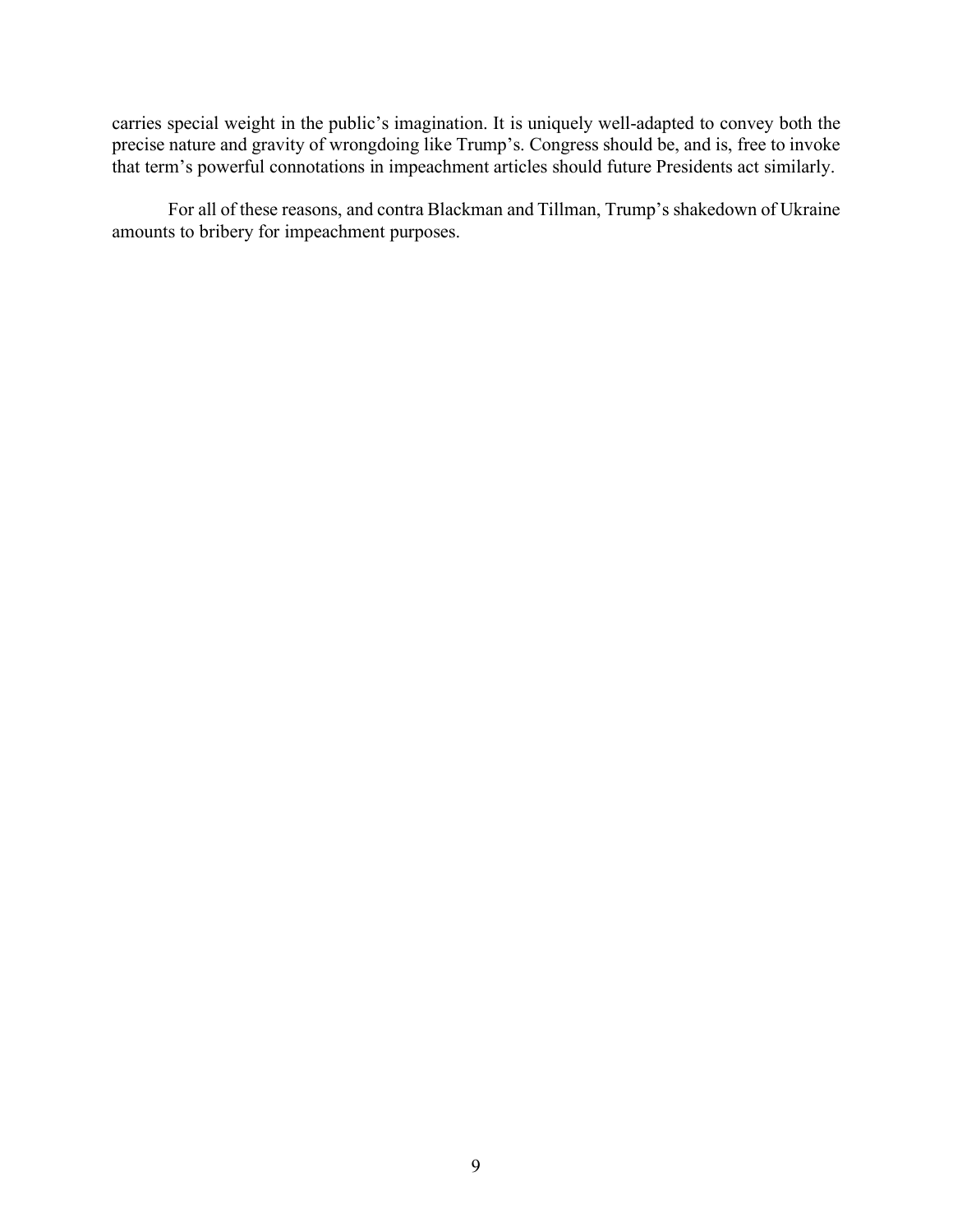carries special weight in the public's imagination. It is uniquely well-adapted to convey both the precise nature and gravity of wrongdoing like Trump's. Congress should be, and is, free to invoke that term's powerful connotations in impeachment articles should future Presidents act similarly.

For all of these reasons, and contra Blackman and Tillman, Trump's shakedown of Ukraine amounts to bribery for impeachment purposes.